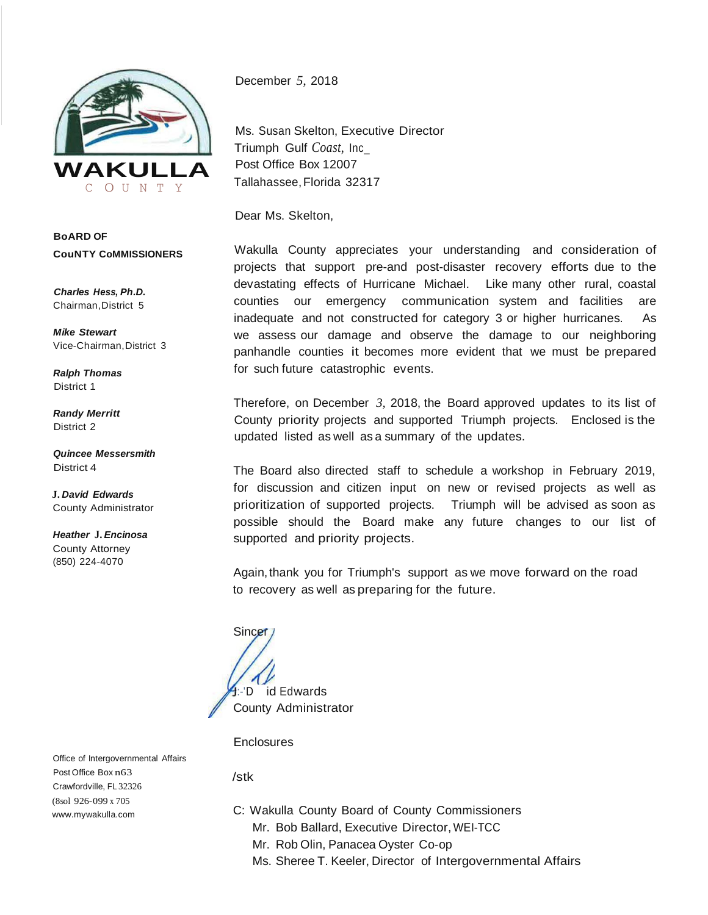WAKULLA
COUNTY

**BOARD OF COUNTY COMMISSIONERS**

***Charles Hess, Ph.D.***
Chairman, District 5

***Mike Stewart***
Vice-Chairman, District 3

***Ralph Thomas***
District 1

***Randy Merritt***
District 2

***Quincee Messersmith***
District 4

***J. David Edwards***
County Administrator

***Heather J. Encinosa***
County Attorney
(850) 224-4070

Office of Intergovernmental Affairs
Post Office Box 1263
Crawfordville, FL 32326
(850) 926-099 x 705
www.mywakulla.com

December 5, 2018

Ms. Susan Skelton, Executive Director
Triumph Gulf Coast, Inc.
Post Office Box 12007
Tallahassee, Florida 32317

Dear Ms. Skelton,

Wakulla County appreciates your understanding and consideration of projects that support pre-and post-disaster recovery efforts due to the devastating effects of Hurricane Michael. Like many other rural, coastal counties our emergency communication system and facilities are inadequate and not constructed for category 3 or higher hurricanes. As we assess our damage and observe the damage to our neighboring panhandle counties it becomes more evident that we must be prepared for such future catastrophic events.

Therefore, on December 3, 2018, the Board approved updates to its list of County priority projects and supported Triumph projects. Enclosed is the updated listed as well as a summary of the updates.

The Board also directed staff to schedule a workshop in February 2019, for discussion and citizen input on new or revised projects as well as prioritization of supported projects. Triumph will be advised as soon as possible should the Board make any future changes to our list of supported and priority projects.

Again, thank you for Triumph's support as we move forward on the road to recovery as well as preparing for the future.

Sincerely,

J. David Edwards
County Administrator

Enclosures

/stk

C: Wakulla County Board of County Commissioners
Mr. Bob Ballard, Executive Director, WEI-TCC
Mr. Rob Olin, Panacea Oyster Co-op
Ms. Sheree T. Keeler, Director of Intergovernmental Affairs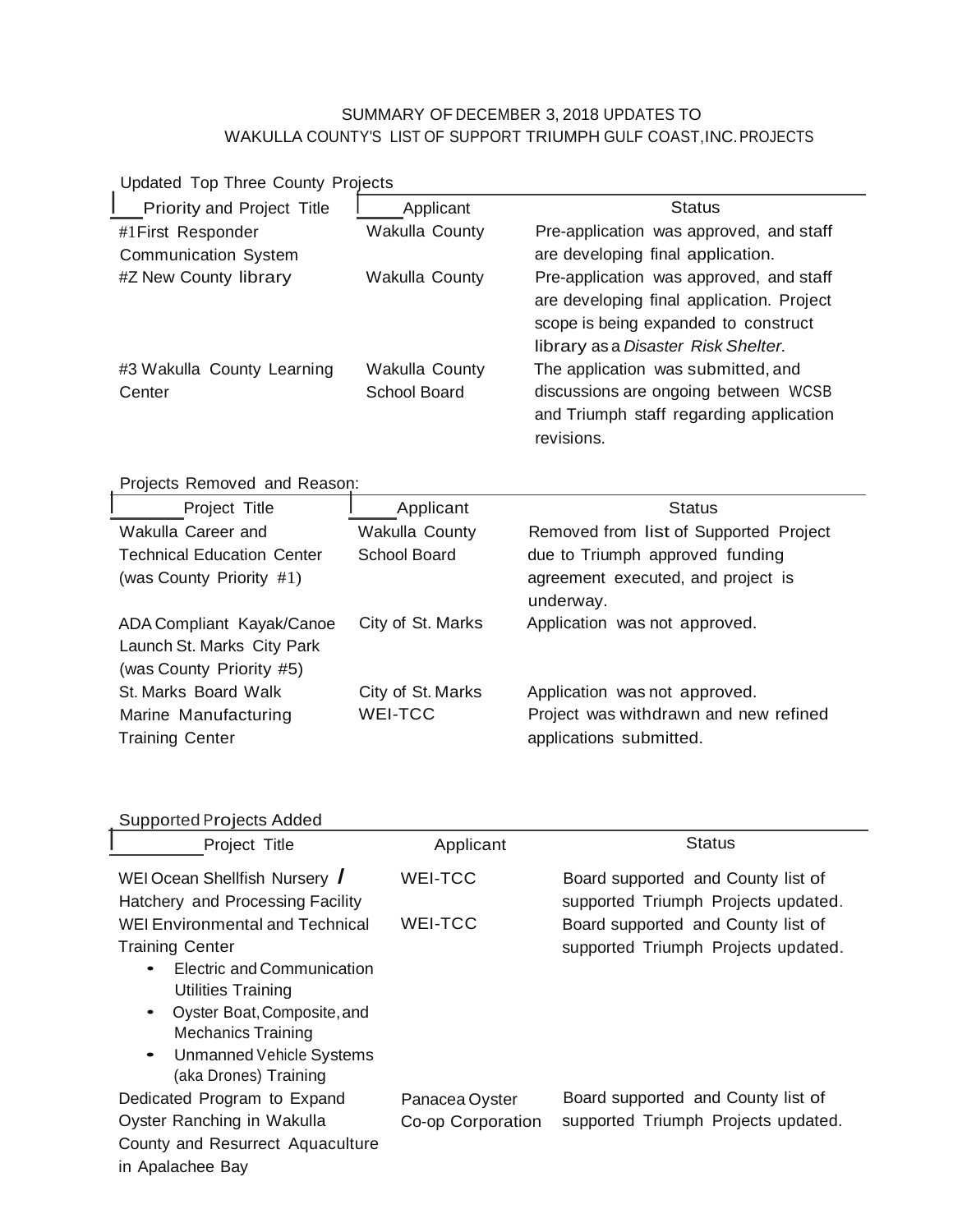# SUMMARY OF DECEMBER 3, 2018 UPDATES TO WAKULLA COUNTY'S LIST OF SUPPORT TRIUMPH GULF COAST, INC. PROJECTS

Updated Top Three County Projects

| Priority and Project Title | Applicant | Status |
|---|---|---|
| #1 First Responder Communication System | Wakulla County | Pre-application was approved, and staff are developing final application. |
| #2 New County library | Wakulla County | Pre-application was approved, and staff are developing final application. Project scope is being expanded to construct library as a *Disaster Risk Shelter.* |
| #3 Wakulla County Learning Center | Wakulla County School Board | The application was submitted, and discussions are ongoing between WCSB and Triumph staff regarding application revisions. |

Projects Removed and Reason:

| Project Title | Applicant | Status |
|---|---|---|
| Wakulla Career and Technical Education Center (was County Priority #1) | Wakulla County School Board | Removed from list of Supported Project due to Triumph approved funding agreement executed, and project is underway. |
| ADA Compliant Kayak/Canoe Launch St. Marks City Park (was County Priority #5) | City of St. Marks | Application was not approved. |
| St. Marks Board Walk | City of St. Marks | Application was not approved. |
| Marine Manufacturing Training Center | WEI-TCC | Project was withdrawn and new refined applications submitted. |

Supported Projects Added

| Project Title | Applicant | Status |
|---|---|---|
| WEI Ocean Shellfish Nursery / Hatchery and Processing Facility | WEI-TCC | Board supported and County list of supported Triumph Projects updated. |
| WEI Environmental and Technical Training Center<br>• Electric and Communication Utilities Training<br>• Oyster Boat, Composite, and Mechanics Training<br>• Unmanned Vehicle Systems (aka Drones) Training | WEI-TCC | Board supported and County list of supported Triumph Projects updated. |
| Dedicated Program to Expand Oyster Ranching in Wakulla County and Resurrect Aquaculture in Apalachee Bay | Panacea Oyster Co-op Corporation | Board supported and County list of supported Triumph Projects updated. |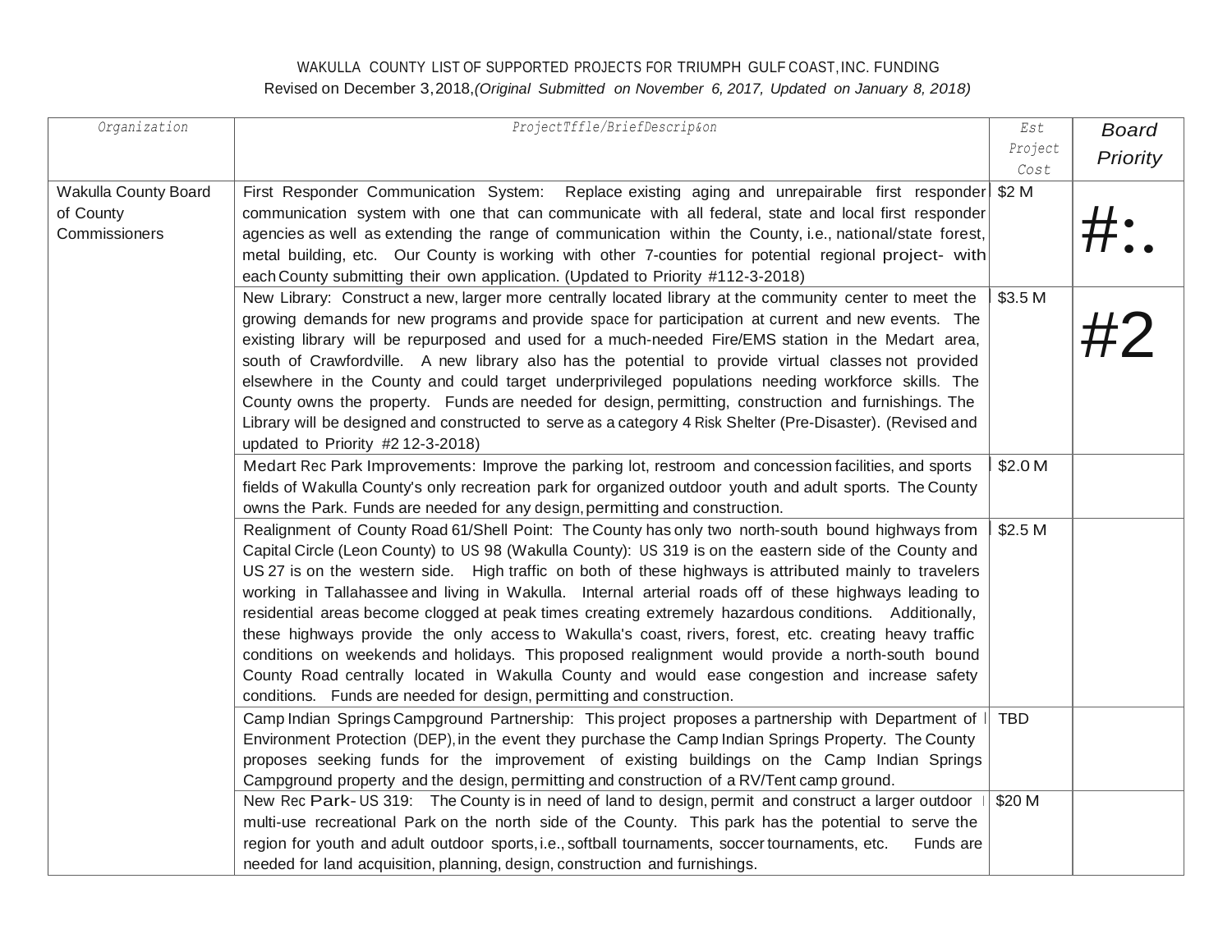WAKULLA COUNTY LIST OF SUPPORTED PROJECTS FOR TRIUMPH GULF COAST, INC. FUNDING

Revised on December 3, 2018, *(Original Submitted on November 6, 2017, Updated on January 8, 2018)*

| Organization | ProjectTffle/BriefDescrip&on | Est Project Cost | Board Priority |
|---|---|---|---|
| Wakulla County Board of County Commissioners | First Responder Communication System: Replace existing aging and unrepairable first responder communication system with one that can communicate with all federal, state and local first responder agencies as well as extending the range of communication within the County, i.e., national/state forest, metal building, etc. Our County is working with other 7-counties for potential regional project- with each County submitting their own application. (Updated to Priority #112-3-2018) | $2 M | #:. |
| | New Library: Construct a new, larger more centrally located library at the community center to meet the growing demands for new programs and provide space for participation at current and new events. The existing library will be repurposed and used for a much-needed Fire/EMS station in the Medart area, south of Crawfordville. A new library also has the potential to provide virtual classes not provided elsewhere in the County and could target underprivileged populations needing workforce skills. The County owns the property. Funds are needed for design, permitting, construction and furnishings. The Library will be designed and constructed to serve as a category 4 Risk Shelter (Pre-Disaster). (Revised and updated to Priority #2 12-3-2018) | $3.5 M | #2 |
| | Medart Rec Park Improvements: Improve the parking lot, restroom and concession facilities, and sports fields of Wakulla County's only recreation park for organized outdoor youth and adult sports. The County owns the Park. Funds are needed for any design, permitting and construction. | $2.0 M | |
| | Realignment of County Road 61/Shell Point: The County has only two north-south bound highways from Capital Circle (Leon County) to US 98 (Wakulla County): US 319 is on the eastern side of the County and US 27 is on the western side. High traffic on both of these highways is attributed mainly to travelers working in Tallahassee and living in Wakulla. Internal arterial roads off of these highways leading to residential areas become clogged at peak times creating extremely hazardous conditions. Additionally, these highways provide the only access to Wakulla's coast, rivers, forest, etc. creating heavy traffic conditions on weekends and holidays. This proposed realignment would provide a north-south bound County Road centrally located in Wakulla County and would ease congestion and increase safety conditions. Funds are needed for design, permitting and construction. | $2.5 M | |
| | Camp Indian Springs Campground Partnership: This project proposes a partnership with Department of Environment Protection (DEP), in the event they purchase the Camp Indian Springs Property. The County proposes seeking funds for the improvement of existing buildings on the Camp Indian Springs Campground property and the design, permitting and construction of a RV/Tent camp ground. | TBD | |
| | New Rec Park- US 319: The County is in need of land to design, permit and construct a larger outdoor multi-use recreational Park on the north side of the County. This park has the potential to serve the region for youth and adult outdoor sports, i.e., softball tournaments, soccer tournaments, etc. Funds are needed for land acquisition, planning, design, construction and furnishings. | $20 M | |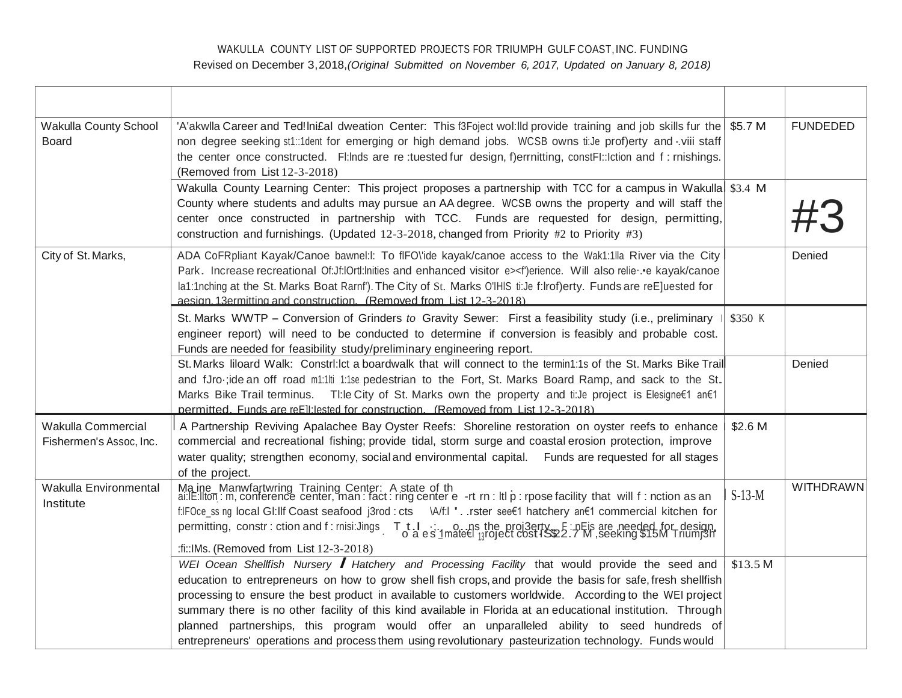WAKULLA COUNTY LIST OF SUPPORTED PROJECTS FOR TRIUMPH GULF COAST, INC. FUNDING

Revised on December 3, 2018, *(Original Submitted on November 6, 2017, Updated on January 8, 2018)*

| | | | |
|---|---|---|---|
| Wakulla County School Board | 'A'akwlla Career and Ted!lni£al dweation Center: This f3Foject wol:lld provide training and job skills fur the non degree seeking st1::1dent for emerging or high demand jobs. WCSB owns ti:Je prof)erty and -.viii staff the center once constructed. Fl:lnds are re :tuested fur design, f)errnitting, constFI::lction and f : rnishings. (Removed from List 12-3-2018) | $5.7 M | FUNDEDED |
| | Wakulla County Learning Center: This project proposes a partnership with TCC for a campus in Wakulla County where students and adults may pursue an AA degree. WCSB owns the property and will staff the center once constructed in partnership with TCC. Funds are requested for design, permitting, construction and furnishings. (Updated 12-3-2018, changed from Priority #2 to Priority #3) | $3.4 M | #3 |
| City of St. Marks, | ADA CoFRpliant Kayak/Canoe bawnel:l: To flFO\'ide kayak/canoe access to the Wak1:1lla River via the City Park. Increase recreational Of:Jf:lOrtl:lnities and enhanced visitor e><f')erience. Will also relie·.•e kayak/canoe la1:1nching at the St. Marks Boat Rarnf'). The City of St. Marks O'IHlS ti:Je f:lrof)erty. Funds are reE]uested for aesign, 13ermitting and construction. (Removed from List 12-3-2018) | | Denied |
| | St. Marks WWTP – Conversion of Grinders *to* Gravity Sewer: First a feasibility study (i.e., preliminary engineer report) will need to be conducted to determine if conversion is feasibly and probable cost. Funds are needed for feasibility study/preliminary engineering report. | $350 K | |
| | St. Marks liloard Walk: Constrl:lct a boardwalk that will connect to the termin1:1s of the St. Marks Bike Trail and fJro·;ide an off road m1:1lti 1:1se pedestrian to the Fort, St. Marks Board Ramp, and sack to the St. Marks Bike Trail terminus. Tl:le City of St. Marks own the property and ti:Je project is Elesigne€1 an€1 permitted. Funds are reE]l:Jested for construction. (Removed from List 12-3-2018) | | Denied |
| Wakulla Commercial Fishermen's Assoc, Inc. | A Partnership Reviving Apalachee Bay Oyster Reefs: Shoreline restoration on oyster reefs to enhance commercial and recreational fishing; provide tidal, storm surge and coastal erosion protection, improve water quality; strengthen economy, social and environmental capital. Funds are requested for all stages of the project. | $2.6 M | |
| Wakulla Environmental Institute | Ma ine Manwfartwring Training Center: A state of th ai:lE:lltoη : m, conference center, man : fact : ring center e -rt rn : ltl p : rpose facility that will f : nction as an f:lFOce_ss ng local Gl:llf Coast seafood j3rod : cts \A/f:l ' . .rster see€1 hatchery an€1 commercial kitchen for permitting, constr : ction and f : rnisi:Jings. T t l o a e s 1mate€l 13roject cost IS $22.7 M ,seeking $15M Triumj3h :fi::IMs. (Removed from List 12-3-2018) | S-13-M | WITHDRAWN |
| | *WEI Ocean Shellfish Nursery / Hatchery and Processing Facility* that would provide the seed and education to entrepreneurs on how to grow shell fish crops, and provide the basis for safe, fresh shellfish processing to ensure the best product in available to customers worldwide. According to the WEI project summary there is no other facility of this kind available in Florida at an educational institution. Through planned partnerships, this program would offer an unparalleled ability to seed hundreds of entrepreneurs' operations and process them using revolutionary pasteurization technology. Funds would | $13.5 M | |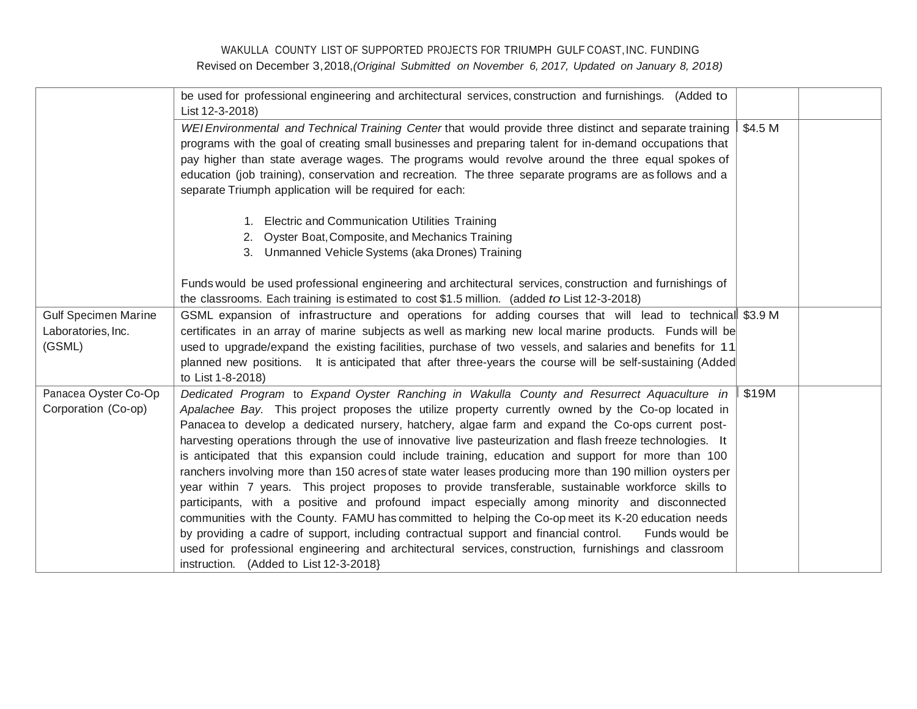WAKULLA COUNTY LIST OF SUPPORTED PROJECTS FOR TRIUMPH GULF COAST, INC. FUNDING
Revised on December 3, 2018, *(Original Submitted on November 6, 2017, Updated on January 8, 2018)*

| | | | |
|---|---|---|---|
| | be used for professional engineering and architectural services, construction and furnishings. (Added to List 12-3-2018) | | |
| | *WEI Environmental and Technical Training Center* that would provide three distinct and separate training programs with the goal of creating small businesses and preparing talent for in-demand occupations that pay higher than state average wages. The programs would revolve around the three equal spokes of education (job training), conservation and recreation. The three separate programs are as follows and a separate Triumph application will be required for each:<br><br>1. Electric and Communication Utilities Training<br>2. Oyster Boat, Composite, and Mechanics Training<br>3. Unmanned Vehicle Systems (aka Drones) Training<br><br>Funds would be used professional engineering and architectural services, construction and furnishings of the classrooms. Each training is estimated to cost $1.5 million. (added *to* List 12-3-2018) | $4.5 M | |
| Gulf Specimen Marine Laboratories, Inc. (GSML) | GSML expansion of infrastructure and operations for adding courses that will lead to technical certificates in an array of marine subjects as well as marking new local marine products. Funds will be used to upgrade/expand the existing facilities, purchase of two vessels, and salaries and benefits for 11 planned new positions. It is anticipated that after three-years the course will be self-sustaining (Added to List 1-8-2018) | $3.9 M | |
| Panacea Oyster Co-Op Corporation (Co-op) | *Dedicated Program* to *Expand Oyster Ranching in Wakulla County and Resurrect Aquaculture in Apalachee Bay*. This project proposes the utilize property currently owned by the Co-op located in Panacea to develop a dedicated nursery, hatchery, algae farm and expand the Co-ops current post-harvesting operations through the use of innovative live pasteurization and flash freeze technologies. It is anticipated that this expansion could include training, education and support for more than 100 ranchers involving more than 150 acres of state water leases producing more than 190 million oysters per year within 7 years. This project proposes to provide transferable, sustainable workforce skills to participants, with a positive and profound impact especially among minority and disconnected communities with the County. FAMU has committed to helping the Co-op meet its K-20 education needs by providing a cadre of support, including contractual support and financial control. Funds would be used for professional engineering and architectural services, construction, furnishings and classroom instruction. (Added to List 12-3-2018} | $19M | |